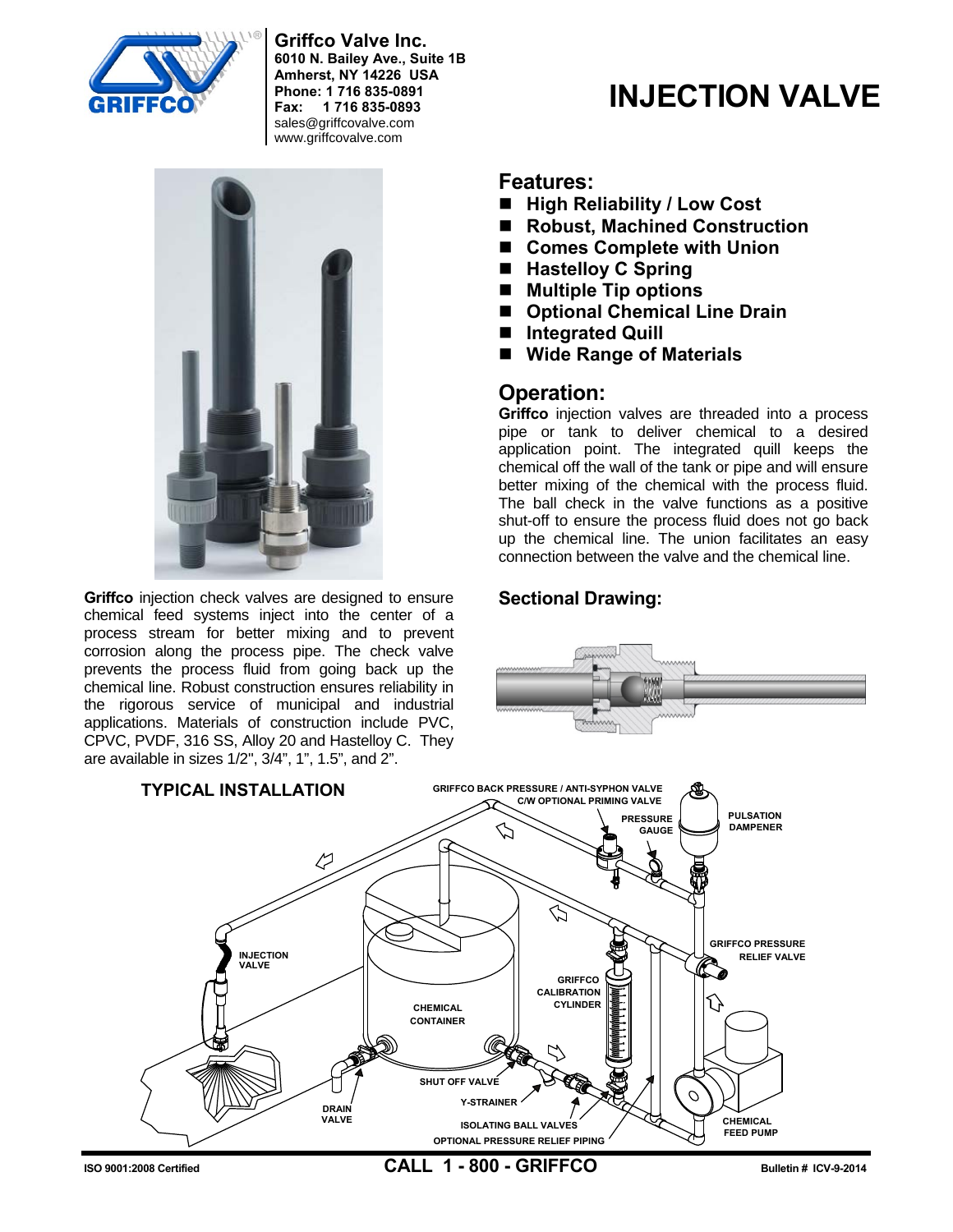**Griffco Valve Inc.**
**6010 N. Bailey Ave., Suite 1B**
**Amherst, NY 14226 USA**
**Phone: 1 716 835-0891**
**Fax: 1 716 835-0893**
sales@griffcovalve.com
www.griffcovalve.com

# INJECTION VALVE

**Griffco** injection check valves are designed to ensure chemical feed systems inject into the center of a process stream for better mixing and to prevent corrosion along the process pipe. The check valve prevents the process fluid from going back up the chemical line. Robust construction ensures reliability in the rigorous service of municipal and industrial applications. Materials of construction include PVC, CPVC, PVDF, 316 SS, Alloy 20 and Hastelloy C. They are available in sizes 1/2", 3/4", 1", 1.5", and 2".

## Features:

- **High Reliability / Low Cost**
- **Robust, Machined Construction**
- **Comes Complete with Union**
- **Hastelloy C Spring**
- **Multiple Tip options**
- **Optional Chemical Line Drain**
- **Integrated Quill**
- **Wide Range of Materials**

## Operation:

**Griffco** injection valves are threaded into a process pipe or tank to deliver chemical to a desired application point. The integrated quill keeps the chemical off the wall of the tank or pipe and will ensure better mixing of the chemical with the process fluid. The ball check in the valve functions as a positive shut-off to ensure the process fluid does not go back up the chemical line. The union facilitates an easy connection between the valve and the chemical line.

### Sectional Drawing:

### TYPICAL INSTALLATION

GRIFFCO BACK PRESSURE / ANTI-SYPHON VALVE C/W OPTIONAL PRIMING VALVE
PRESSURE GAUGE
PULSATION DAMPENER
INJECTION VALVE
GRIFFCO PRESSURE RELIEF VALVE
GRIFFCO CALIBRATION CYLINDER
CHEMICAL CONTAINER
SHUT OFF VALVE
Y-STRAINER
DRAIN VALVE
ISOLATING BALL VALVES
OPTIONAL PRESSURE RELIEF PIPING
CHEMICAL FEED PUMP

ISO 9001:2008 Certified

**CALL 1 - 800 - GRIFFCO**

Bulletin # ICV-9-2014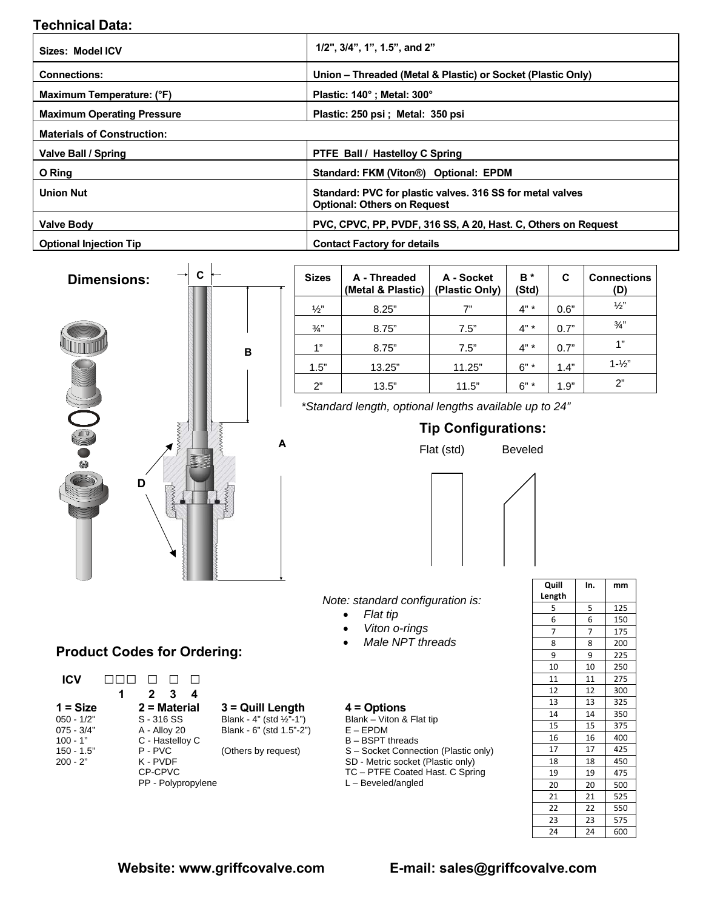## Technical Data:

| | |
|---|---|
| **Sizes: Model ICV** | **1/2", 3/4”, 1”, 1.5”, and 2”** |
| **Connections:** | **Union – Threaded (Metal & Plastic) or Socket (Plastic Only)** |
| **Maximum Temperature: (°F)** | **Plastic: 140° ; Metal: 300°** |
| **Maximum Operating Pressure** | **Plastic: 250 psi ; Metal: 350 psi** |
| **Materials of Construction:** | |
| **Valve Ball / Spring** | **PTFE Ball / Hastelloy C Spring** |
| **O Ring** | **Standard: FKM (Viton®) Optional: EPDM** |
| **Union Nut** | **Standard: PVC for plastic valves. 316 SS for metal valves Optional: Others on Request** |
| **Valve Body** | **PVC, CPVC, PP, PVDF, 316 SS, A 20, Hast. C, Others on Request** |
| **Optional Injection Tip** | **Contact Factory for details** |

## Dimensions:

C

B

A

D

| Sizes | A - Threaded (Metal & Plastic) | A - Socket (Plastic Only) | B * (Std) | C | Connections (D) |
|---|---|---|---|---|---|
| ½” | 8.25” | 7” | 4” * | 0.6” | ½” |
| ¾” | 8.75” | 7.5” | 4” * | 0.7” | ¾” |
| 1” | 8.75” | 7.5” | 4” * | 0.7” | 1” |
| 1.5” | 13.25” | 11.25” | 6” * | 1.4” | 1-½” |
| 2” | 13.5” | 11.5” | 6” * | 1.9” | 2” |

*\*Standard length, optional lengths available up to 24”*

### Tip Configurations:

Flat (std) Beveled

*Note: standard configuration is:*

- *Flat tip*
- *Viton o-rings*
- *Male NPT threads*

| Quill Length | In. | mm |
|---|---|---|
| 5 | 5 | 125 |
| 6 | 6 | 150 |
| 7 | 7 | 175 |
| 8 | 8 | 200 |
| 9 | 9 | 225 |
| 10 | 10 | 250 |
| 11 | 11 | 275 |
| 12 | 12 | 300 |
| 13 | 13 | 325 |
| 14 | 14 | 350 |
| 15 | 15 | 375 |
| 16 | 16 | 400 |
| 17 | 17 | 425 |
| 18 | 18 | 450 |
| 19 | 19 | 475 |
| 20 | 20 | 500 |
| 21 | 21 | 525 |
| 22 | 22 | 550 |
| 23 | 23 | 575 |
| 24 | 24 | 600 |

## Product Codes for Ordering:

**ICV** □□□ □ □ □
1 2 3 4

**1 = Size**
050 - 1/2"
075 - 3/4"
100 - 1"
150 - 1.5"
200 - 2"

**2 = Material**
S - 316 SS
A - Alloy 20
C - Hastelloy C
P - PVC
K - PVDF
CP-CPVC
PP - Polypropylene

**3 = Quill Length**
Blank - 4” (std ½”-1”)
Blank - 6” (std 1.5”-2”)

(Others by request)

**4 = Options**
Blank – Viton & Flat tip
E – EPDM
B – BSPT threads
S – Socket Connection (Plastic only)
SD - Metric socket (Plastic only)
TC – PTFE Coated Hast. C Spring
L – Beveled/angled

**Website: www.griffcovalve.com** **E-mail: sales@griffcovalve.com**